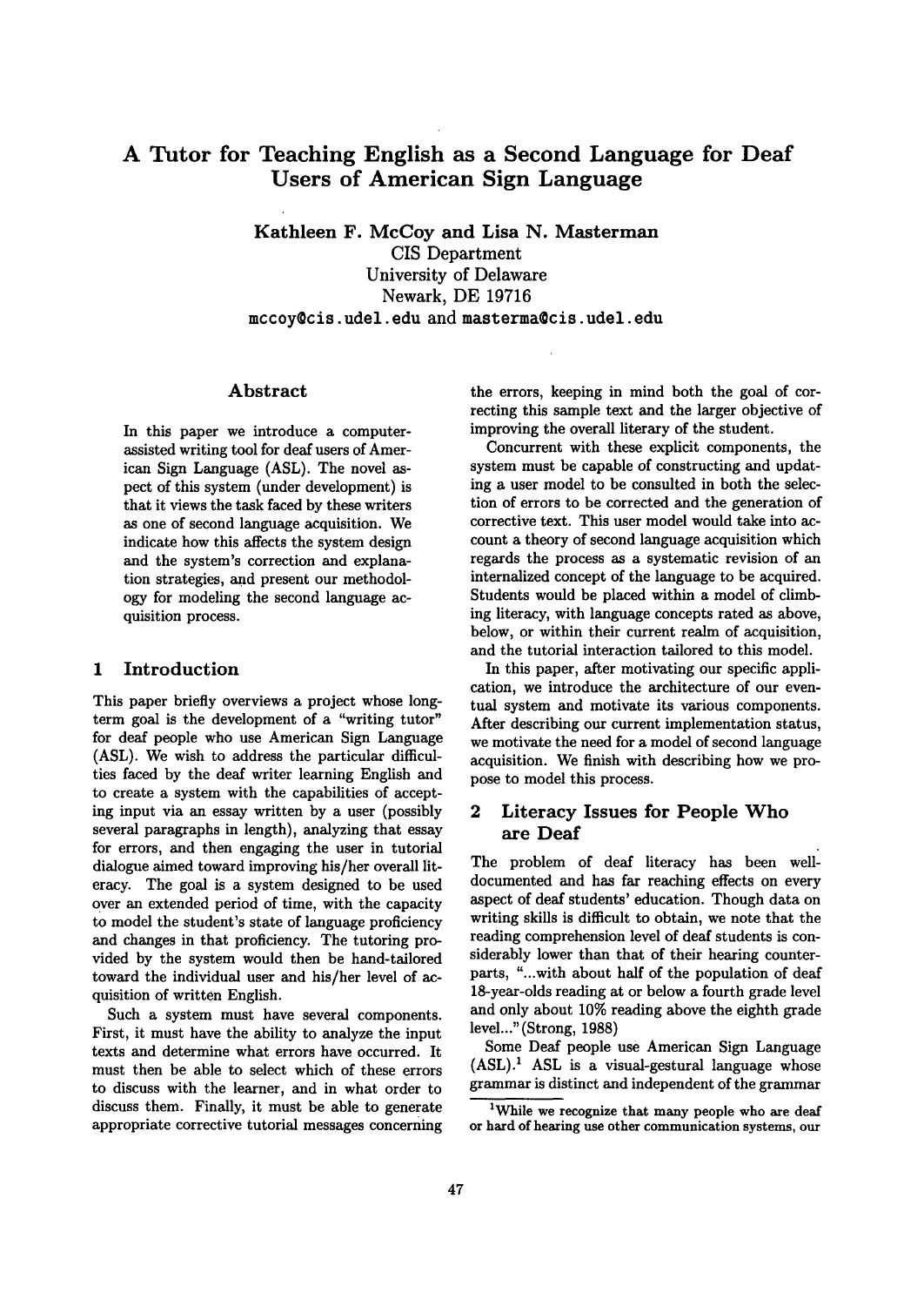# A Tutor for Teaching English as a Second Language for Deaf Users of American Sign Language

**Kathleen F. McCoy and Lisa N. Masterman**
CIS Department
University of Delaware
Newark, DE 19716
mccoy@cis.udel.edu and masterma@cis.udel.edu

## Abstract

In this paper we introduce a computer-assisted writing tool for deaf users of American Sign Language (ASL). The novel aspect of this system (under development) is that it views the task faced by these writers as one of second language acquisition. We indicate how this affects the system design and the system's correction and explanation strategies, and present our methodology for modeling the second language acquisition process.

## 1 Introduction

This paper briefly overviews a project whose long-term goal is the development of a "writing tutor" for deaf people who use American Sign Language (ASL). We wish to address the particular difficulties faced by the deaf writer learning English and to create a system with the capabilities of accepting input via an essay written by a user (possibly several paragraphs in length), analyzing that essay for errors, and then engaging the user in tutorial dialogue aimed toward improving his/her overall literacy. The goal is a system designed to be used over an extended period of time, with the capacity to model the student's state of language proficiency and changes in that proficiency. The tutoring provided by the system would then be hand-tailored toward the individual user and his/her level of acquisition of written English.

Such a system must have several components. First, it must have the ability to analyze the input texts and determine what errors have occurred. It must then be able to select which of these errors to discuss with the learner, and in what order to discuss them. Finally, it must be able to generate appropriate corrective tutorial messages concerning the errors, keeping in mind both the goal of correcting this sample text and the larger objective of improving the overall literary of the student.

Concurrent with these explicit components, the system must be capable of constructing and updating a user model to be consulted in both the selection of errors to be corrected and the generation of corrective text. This user model would take into account a theory of second language acquisition which regards the process as a systematic revision of an internalized concept of the language to be acquired. Students would be placed within a model of climbing literacy, with language concepts rated as above, below, or within their current realm of acquisition, and the tutorial interaction tailored to this model.

In this paper, after motivating our specific application, we introduce the architecture of our eventual system and motivate its various components. After describing our current implementation status, we motivate the need for a model of second language acquisition. We finish with describing how we propose to model this process.

## 2 Literacy Issues for People Who are Deaf

The problem of deaf literacy has been well-documented and has far reaching effects on every aspect of deaf students' education. Though data on writing skills is difficult to obtain, we note that the reading comprehension level of deaf students is considerably lower than that of their hearing counterparts, "...with about half of the population of deaf 18-year-olds reading at or below a fourth grade level and only about 10% reading above the eighth grade level..." (Strong, 1988)

Some Deaf people use American Sign Language (ASL).[1] ASL is a visual-gestural language whose grammar is distinct and independent of the grammar

[1] While we recognize that many people who are deaf or hard of hearing use other communication systems, our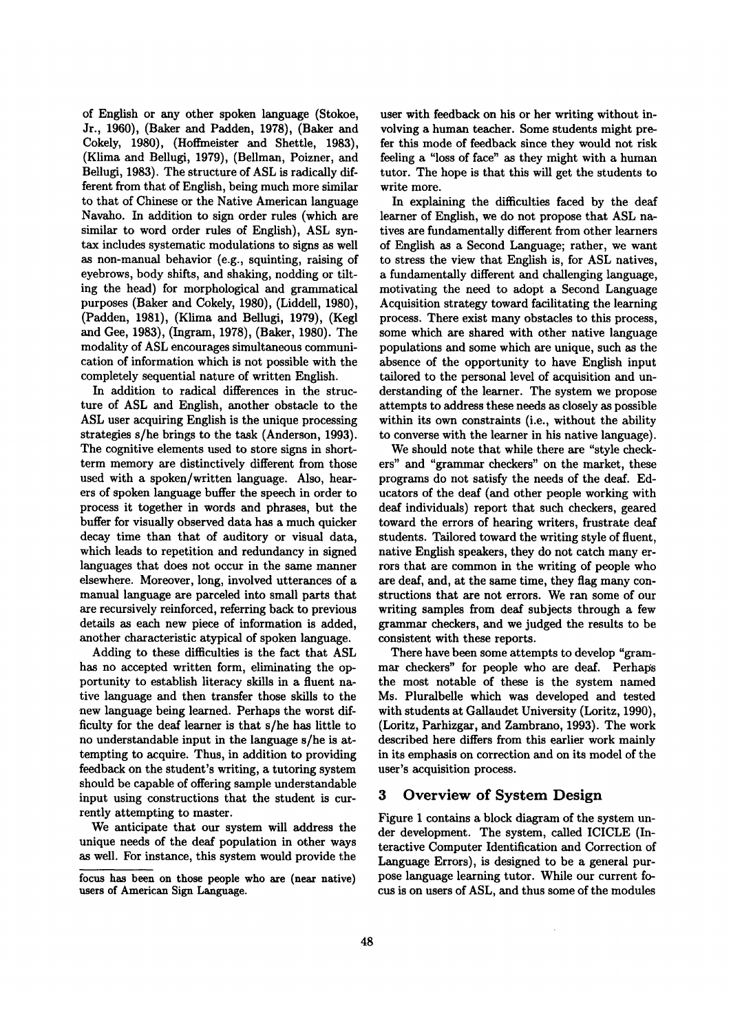of English or any other spoken language (Stokoe, Jr., 1960), (Baker and Padden, 1978), (Baker and Cokely, 1980), (Hoffmeister and Shettle, 1983), (Klima and Bellugi, 1979), (Bellman, Poizner, and Bellugi, 1983). The structure of ASL is radically different from that of English, being much more similar to that of Chinese or the Native American language Navaho. In addition to sign order rules (which are similar to word order rules of English), ASL syntax includes systematic modulations to signs as well as non-manual behavior (e.g., squinting, raising of eyebrows, body shifts, and shaking, nodding or tilting the head) for morphological and grammatical purposes (Baker and Cokely, 1980), (Liddell, 1980), (Padden, 1981), (Klima and Bellugi, 1979), (Kegl and Gee, 1983), (Ingram, 1978), (Baker, 1980). The modality of ASL encourages simultaneous communication of information which is not possible with the completely sequential nature of written English.

In addition to radical differences in the structure of ASL and English, another obstacle to the ASL user acquiring English is the unique processing strategies s/he brings to the task (Anderson, 1993). The cognitive elements used to store signs in short-term memory are distinctively different from those used with a spoken/written language. Also, hearers of spoken language buffer the speech in order to process it together in words and phrases, but the buffer for visually observed data has a much quicker decay time than that of auditory or visual data, which leads to repetition and redundancy in signed languages that does not occur in the same manner elsewhere. Moreover, long, involved utterances of a manual language are parceled into small parts that are recursively reinforced, referring back to previous details as each new piece of information is added, another characteristic atypical of spoken language.

Adding to these difficulties is the fact that ASL has no accepted written form, eliminating the opportunity to establish literacy skills in a fluent native language and then transfer those skills to the new language being learned. Perhaps the worst difficulty for the deaf learner is that s/he has little to no understandable input in the language s/he is attempting to acquire. Thus, in addition to providing feedback on the student's writing, a tutoring system should be capable of offering sample understandable input using constructions that the student is currently attempting to master.

We anticipate that our system will address the unique needs of the deaf population in other ways as well. For instance, this system would provide the user with feedback on his or her writing without involving a human teacher. Some students might prefer this mode of feedback since they would not risk feeling a "loss of face" as they might with a human tutor. The hope is that this will get the students to write more.

In explaining the difficulties faced by the deaf learner of English, we do not propose that ASL natives are fundamentally different from other learners of English as a Second Language; rather, we want to stress the view that English is, for ASL natives, a fundamentally different and challenging language, motivating the need to adopt a Second Language Acquisition strategy toward facilitating the learning process. There exist many obstacles to this process, some which are shared with other native language populations and some which are unique, such as the absence of the opportunity to have English input tailored to the personal level of acquisition and understanding of the learner. The system we propose attempts to address these needs as closely as possible within its own constraints (i.e., without the ability to converse with the learner in his native language).

We should note that while there are "style checkers" and "grammar checkers" on the market, these programs do not satisfy the needs of the deaf. Educators of the deaf (and other people working with deaf individuals) report that such checkers, geared toward the errors of hearing writers, frustrate deaf students. Tailored toward the writing style of fluent, native English speakers, they do not catch many errors that are common in the writing of people who are deaf, and, at the same time, they flag many constructions that are not errors. We ran some of our writing samples from deaf subjects through a few grammar checkers, and we judged the results to be consistent with these reports.

There have been some attempts to develop "grammar checkers" for people who are deaf. Perhaps the most notable of these is the system named Ms. Pluralbelle which was developed and tested with students at Gallaudet University (Loritz, 1990), (Loritz, Parhizgar, and Zambrano, 1993). The work described here differs from this earlier work mainly in its emphasis on correction and on its model of the user's acquisition process.

## 3 Overview of System Design

Figure 1 contains a block diagram of the system under development. The system, called ICICLE (Interactive Computer Identification and Correction of Language Errors), is designed to be a general purpose language learning tutor. While our current focus is on users of ASL, and thus some of the modules

focus has been on those people who are (near native) users of American Sign Language.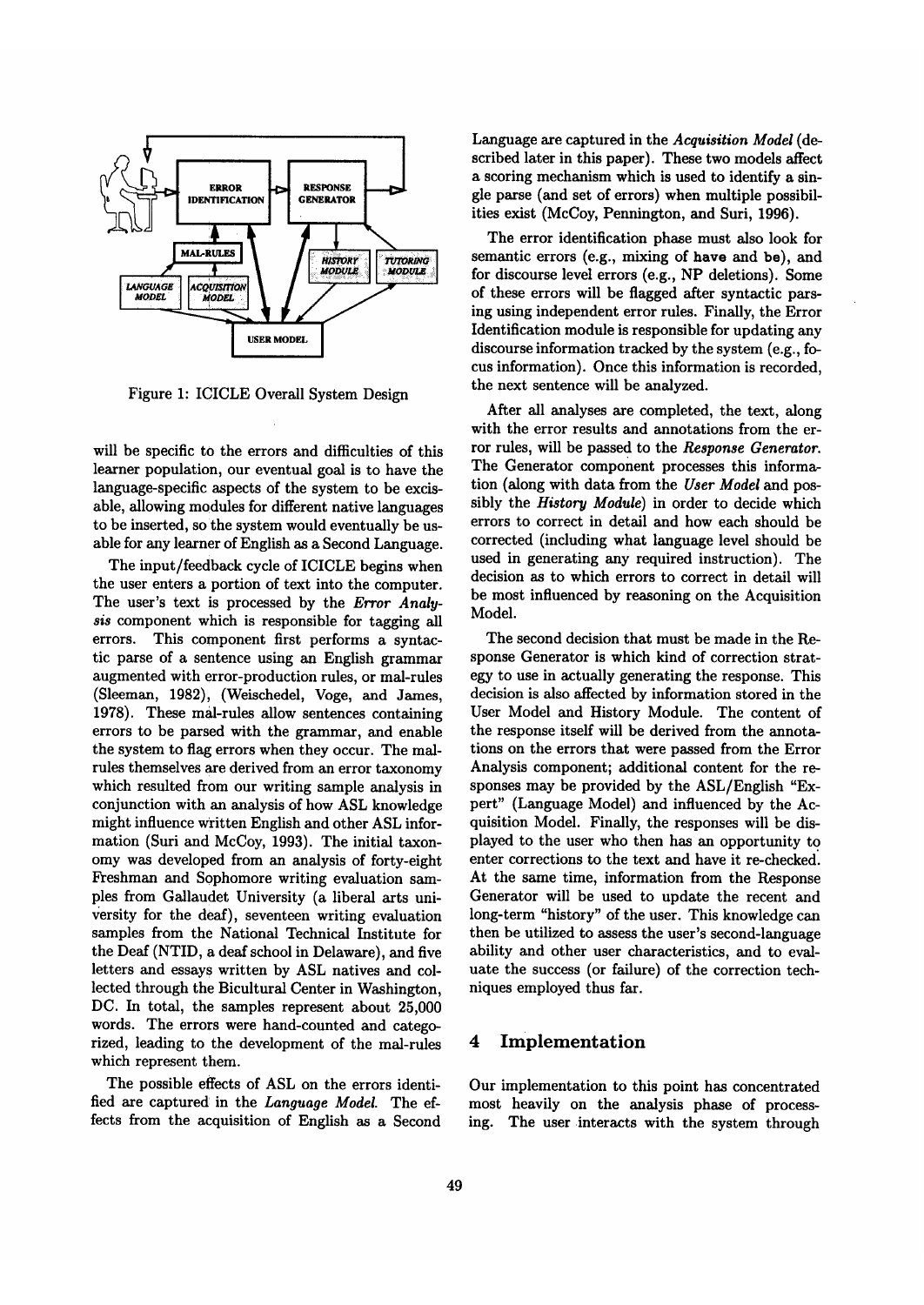Figure 1: ICICLE Overall System Design

will be specific to the errors and difficulties of this learner population, our eventual goal is to have the language-specific aspects of the system to be excisable, allowing modules for different native languages to be inserted, so the system would eventually be usable for any learner of English as a Second Language.

The input/feedback cycle of ICICLE begins when the user enters a portion of text into the computer. The user's text is processed by the *Error Analysis* component which is responsible for tagging all errors. This component first performs a syntactic parse of a sentence using an English grammar augmented with error-production rules, or mal-rules (Sleeman, 1982), (Weischedel, Voge, and James, 1978). These mal-rules allow sentences containing errors to be parsed with the grammar, and enable the system to flag errors when they occur. The mal-rules themselves are derived from an error taxonomy which resulted from our writing sample analysis in conjunction with an analysis of how ASL knowledge might influence written English and other ASL information (Suri and McCoy, 1993). The initial taxonomy was developed from an analysis of forty-eight Freshman and Sophomore writing evaluation samples from Gallaudet University (a liberal arts university for the deaf), seventeen writing evaluation samples from the National Technical Institute for the Deaf (NTID, a deaf school in Delaware), and five letters and essays written by ASL natives and collected through the Bicultural Center in Washington, DC. In total, the samples represent about 25,000 words. The errors were hand-counted and categorized, leading to the development of the mal-rules which represent them.

The possible effects of ASL on the errors identified are captured in the *Language Model*. The effects from the acquisition of English as a Second Language are captured in the *Acquisition Model* (described later in this paper). These two models affect a scoring mechanism which is used to identify a single parse (and set of errors) when multiple possibilities exist (McCoy, Pennington, and Suri, 1996).

The error identification phase must also look for semantic errors (e.g., mixing of **have** and **be**), and for discourse level errors (e.g., NP deletions). Some of these errors will be flagged after syntactic parsing using independent error rules. Finally, the Error Identification module is responsible for updating any discourse information tracked by the system (e.g., focus information). Once this information is recorded, the next sentence will be analyzed.

After all analyses are completed, the text, along with the error results and annotations from the error rules, will be passed to the *Response Generator*. The Generator component processes this information (along with data from the *User Model* and possibly the *History Module*) in order to decide which errors to correct in detail and how each should be corrected (including what language level should be used in generating any required instruction). The decision as to which errors to correct in detail will be most influenced by reasoning on the Acquisition Model.

The second decision that must be made in the Response Generator is which kind of correction strategy to use in actually generating the response. This decision is also affected by information stored in the User Model and History Module. The content of the response itself will be derived from the annotations on the errors that were passed from the Error Analysis component; additional content for the responses may be provided by the ASL/English "Expert" (Language Model) and influenced by the Acquisition Model. Finally, the responses will be displayed to the user who then has an opportunity to enter corrections to the text and have it re-checked. At the same time, information from the Response Generator will be used to update the recent and long-term "history" of the user. This knowledge can then be utilized to assess the user's second-language ability and other user characteristics, and to evaluate the success (or failure) of the correction techniques employed thus far.

## 4 Implementation

Our implementation to this point has concentrated most heavily on the analysis phase of processing. The user interacts with the system through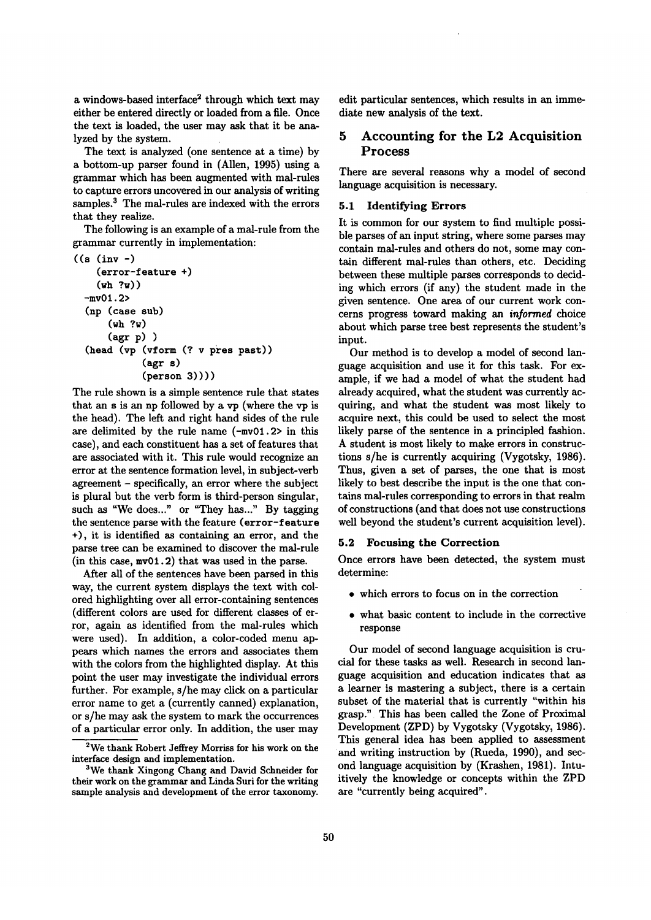a windows-based interface[2] through which text may either be entered directly or loaded from a file. Once the text is loaded, the user may ask that it be analyzed by the system.

The text is analyzed (one sentence at a time) by a bottom-up parser found in (Allen, 1995) using a grammar which has been augmented with mal-rules to capture errors uncovered in our analysis of writing samples.[3] The mal-rules are indexed with the errors that they realize.

The following is an example of a mal-rule from the grammar currently in implementation:

```
((s (inv -)
    (error-feature +)
    (wh ?w))
  -mv01.2>
  (np (case sub)
      (wh ?w)
      (agr p) )
  (head (vp (vform (? v pres past))
            (agr s)
            (person 3))))
```

The rule shown is a simple sentence rule that states that an s is an np followed by a vp (where the vp is the head). The left and right hand sides of the rule are delimited by the rule name (-mv01.2> in this case), and each constituent has a set of features that are associated with it. This rule would recognize an error at the sentence formation level, in subject-verb agreement – specifically, an error where the subject is plural but the verb form is third-person singular, such as "We does..." or "They has..." By tagging the sentence parse with the feature (error-feature +), it is identified as containing an error, and the parse tree can be examined to discover the mal-rule (in this case, mv01.2) that was used in the parse.

After all of the sentences have been parsed in this way, the current system displays the text with colored highlighting over all error-containing sentences (different colors are used for different classes of error, again as identified from the mal-rules which were used). In addition, a color-coded menu appears which names the errors and associates them with the colors from the highlighted display. At this point the user may investigate the individual errors further. For example, s/he may click on a particular error name to get a (currently canned) explanation, or s/he may ask the system to mark the occurrences of a particular error only. In addition, the user may edit particular sentences, which results in an immediate new analysis of the text.

[2] We thank Robert Jeffrey Morriss for his work on the interface design and implementation.

[3] We thank Xingong Chang and David Schneider for their work on the grammar and Linda Suri for the writing sample analysis and development of the error taxonomy.

## 5 Accounting for the L2 Acquisition Process

There are several reasons why a model of second language acquisition is necessary.

### 5.1 Identifying Errors

It is common for our system to find multiple possible parses of an input string, where some parses may contain mal-rules and others do not, some may contain different mal-rules than others, etc. Deciding between these multiple parses corresponds to deciding which errors (if any) the student made in the given sentence. One area of our current work concerns progress toward making an *informed* choice about which parse tree best represents the student's input.

Our method is to develop a model of second language acquisition and use it for this task. For example, if we had a model of what the student had already acquired, what the student was currently acquiring, and what the student was most likely to acquire next, this could be used to select the most likely parse of the sentence in a principled fashion. A student is most likely to make errors in constructions s/he is currently acquiring (Vygotsky, 1986). Thus, given a set of parses, the one that is most likely to best describe the input is the one that contains mal-rules corresponding to errors in that realm of constructions (and that does not use constructions well beyond the student's current acquisition level).

### 5.2 Focusing the Correction

Once errors have been detected, the system must determine:

- which errors to focus on in the correction
- what basic content to include in the corrective response

Our model of second language acquisition is crucial for these tasks as well. Research in second language acquisition and education indicates that as a learner is mastering a subject, there is a certain subset of the material that is currently "within his grasp." This has been called the Zone of Proximal Development (ZPD) by Vygotsky (Vygotsky, 1986). This general idea has been applied to assessment and writing instruction by (Rueda, 1990), and second language acquisition by (Krashen, 1981). Intuitively the knowledge or concepts within the ZPD are "currently being acquired".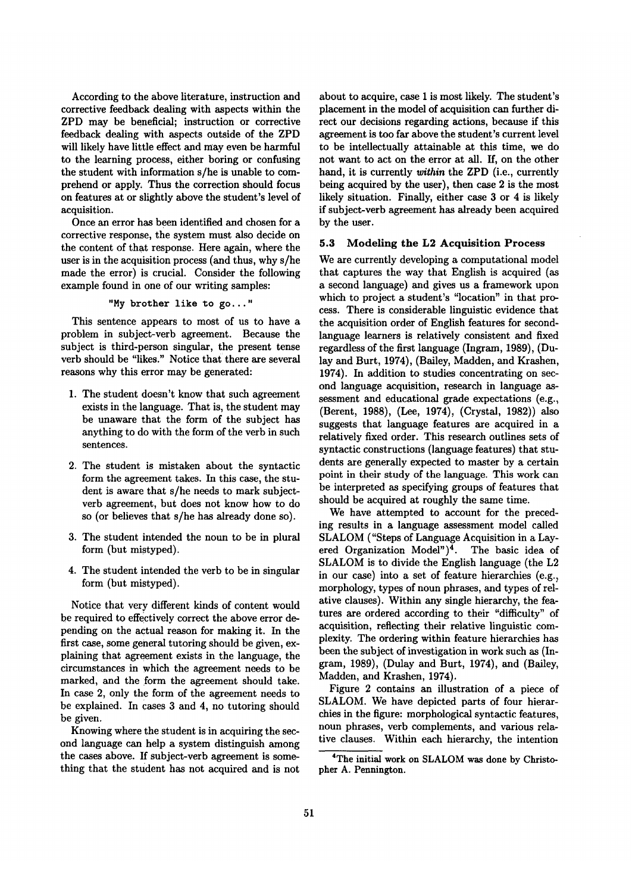According to the above literature, instruction and corrective feedback dealing with aspects within the ZPD may be beneficial; instruction or corrective feedback dealing with aspects outside of the ZPD will likely have little effect and may even be harmful to the learning process, either boring or confusing the student with information s/he is unable to comprehend or apply. Thus the correction should focus on features at or slightly above the student's level of acquisition.

Once an error has been identified and chosen for a corrective response, the system must also decide on the content of that response. Here again, where the user is in the acquisition process (and thus, why s/he made the error) is crucial. Consider the following example found in one of our writing samples:

```
"My brother like to go..."
```

This sentence appears to most of us to have a problem in subject-verb agreement. Because the subject is third-person singular, the present tense verb should be "likes." Notice that there are several reasons why this error may be generated:

1. The student doesn't know that such agreement exists in the language. That is, the student may be unaware that the form of the subject has anything to do with the form of the verb in such sentences.
2. The student is mistaken about the syntactic form the agreement takes. In this case, the student is aware that s/he needs to mark subject-verb agreement, but does not know how to do so (or believes that s/he has already done so).
3. The student intended the noun to be in plural form (but mistyped).
4. The student intended the verb to be in singular form (but mistyped).

Notice that very different kinds of content would be required to effectively correct the above error depending on the actual reason for making it. In the first case, some general tutoring should be given, explaining that agreement exists in the language, the circumstances in which the agreement needs to be marked, and the form the agreement should take. In case 2, only the form of the agreement needs to be explained. In cases 3 and 4, no tutoring should be given.

Knowing where the student is in acquiring the second language can help a system distinguish among the cases above. If subject-verb agreement is something that the student has not acquired and is not about to acquire, case 1 is most likely. The student's placement in the model of acquisition can further direct our decisions regarding actions, because if this agreement is too far above the student's current level to be intellectually attainable at this time, we do not want to act on the error at all. If, on the other hand, it is currently *within* the ZPD (i.e., currently being acquired by the user), then case 2 is the most likely situation. Finally, either case 3 or 4 is likely if subject-verb agreement has already been acquired by the user.

### 5.3 Modeling the L2 Acquisition Process

We are currently developing a computational model that captures the way that English is acquired (as a second language) and gives us a framework upon which to project a student's "location" in that process. There is considerable linguistic evidence that the acquisition order of English features for second-language learners is relatively consistent and fixed regardless of the first language (Ingram, 1989), (Dulay and Burt, 1974), (Bailey, Madden, and Krashen, 1974). In addition to studies concentrating on second language acquisition, research in language assessment and educational grade expectations (e.g., (Berent, 1988), (Lee, 1974), (Crystal, 1982)) also suggests that language features are acquired in a relatively fixed order. This research outlines sets of syntactic constructions (language features) that students are generally expected to master by a certain point in their study of the language. This work can be interpreted as specifying groups of features that should be acquired at roughly the same time.

We have attempted to account for the preceding results in a language assessment model called SLALOM ("Steps of Language Acquisition in a Layered Organization Model")[4]. The basic idea of SLALOM is to divide the English language (the L2 in our case) into a set of feature hierarchies (e.g., morphology, types of noun phrases, and types of relative clauses). Within any single hierarchy, the features are ordered according to their "difficulty" of acquisition, reflecting their relative linguistic complexity. The ordering within feature hierarchies has been the subject of investigation in work such as (Ingram, 1989), (Dulay and Burt, 1974), and (Bailey, Madden, and Krashen, 1974).

Figure 2 contains an illustration of a piece of SLALOM. We have depicted parts of four hierarchies in the figure: morphological syntactic features, noun phrases, verb complements, and various relative clauses. Within each hierarchy, the intention

[4] The initial work on SLALOM was done by Christopher A. Pennington.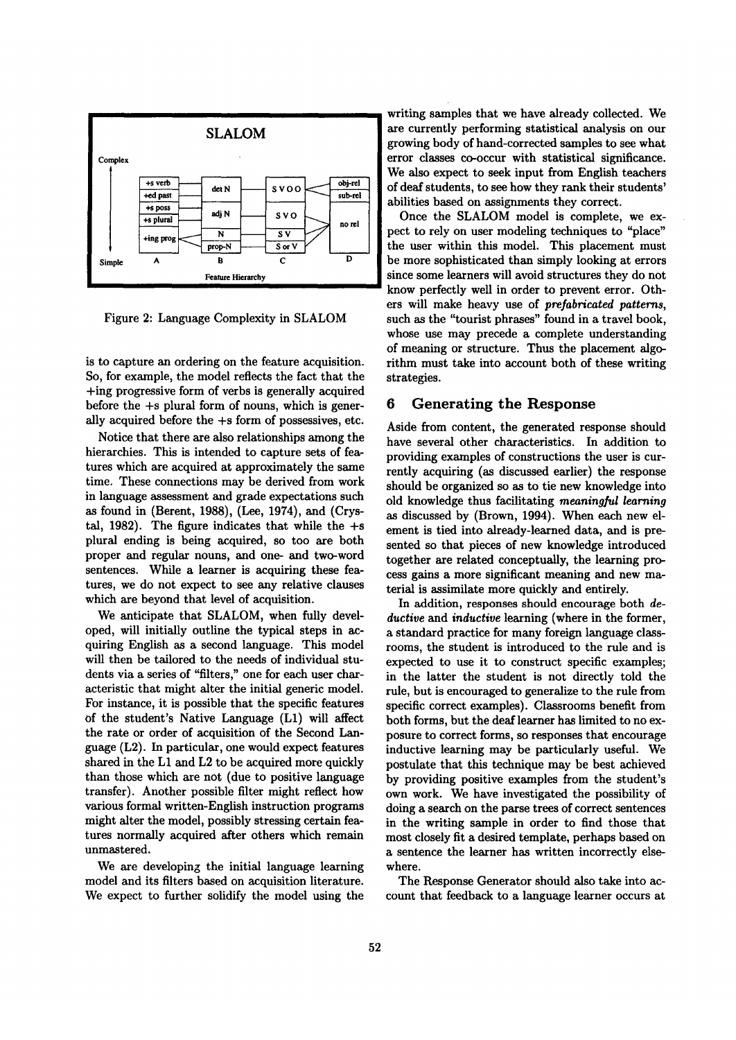Figure 2: Language Complexity in SLALOM

is to capture an ordering on the feature acquisition. So, for example, the model reflects the fact that the +ing progressive form of verbs is generally acquired before the +s plural form of nouns, which is generally acquired before the +s form of possessives, etc.

Notice that there are also relationships among the hierarchies. This is intended to capture sets of features which are acquired at approximately the same time. These connections may be derived from work in language assessment and grade expectations such as found in (Berent, 1988), (Lee, 1974), and (Crystal, 1982). The figure indicates that while the +s plural ending is being acquired, so too are both proper and regular nouns, and one- and two-word sentences. While a learner is acquiring these features, we do not expect to see any relative clauses which are beyond that level of acquisition.

We anticipate that SLALOM, when fully developed, will initially outline the typical steps in acquiring English as a second language. This model will then be tailored to the needs of individual students via a series of "filters," one for each user characteristic that might alter the initial generic model. For instance, it is possible that the specific features of the student's Native Language (L1) will affect the rate or order of acquisition of the Second Language (L2). In particular, one would expect features shared in the L1 and L2 to be acquired more quickly than those which are not (due to positive language transfer). Another possible filter might reflect how various formal written-English instruction programs might alter the model, possibly stressing certain features normally acquired after others which remain unmastered.

We are developing the initial language learning model and its filters based on acquisition literature. We expect to further solidify the model using the writing samples that we have already collected. We are currently performing statistical analysis on our growing body of hand-corrected samples to see what error classes co-occur with statistical significance. We also expect to seek input from English teachers of deaf students, to see how they rank their students' abilities based on assignments they correct.

Once the SLALOM model is complete, we expect to rely on user modeling techniques to "place" the user within this model. This placement must be more sophisticated than simply looking at errors since some learners will avoid structures they do not know perfectly well in order to prevent error. Others will make heavy use of *prefabricated patterns*, such as the "tourist phrases" found in a travel book, whose use may precede a complete understanding of meaning or structure. Thus the placement algorithm must take into account both of these writing strategies.

## 6 Generating the Response

Aside from content, the generated response should have several other characteristics. In addition to providing examples of constructions the user is currently acquiring (as discussed earlier) the response should be organized so as to tie new knowledge into old knowledge thus facilitating *meaningful learning* as discussed by (Brown, 1994). When each new element is tied into already-learned data, and is presented so that pieces of new knowledge introduced together are related conceptually, the learning process gains a more significant meaning and new material is assimilate more quickly and entirely.

In addition, responses should encourage both *deductive* and *inductive* learning (where in the former, a standard practice for many foreign language classrooms, the student is introduced to the rule and is expected to use it to construct specific examples; in the latter the student is not directly told the rule, but is encouraged to generalize to the rule from specific correct examples). Classrooms benefit from both forms, but the deaf learner has limited to no exposure to correct forms, so responses that encourage inductive learning may be particularly useful. We postulate that this technique may be best achieved by providing positive examples from the student's own work. We have investigated the possibility of doing a search on the parse trees of correct sentences in the writing sample in order to find those that most closely fit a desired template, perhaps based on a sentence the learner has written incorrectly elsewhere.

The Response Generator should also take into account that feedback to a language learner occurs at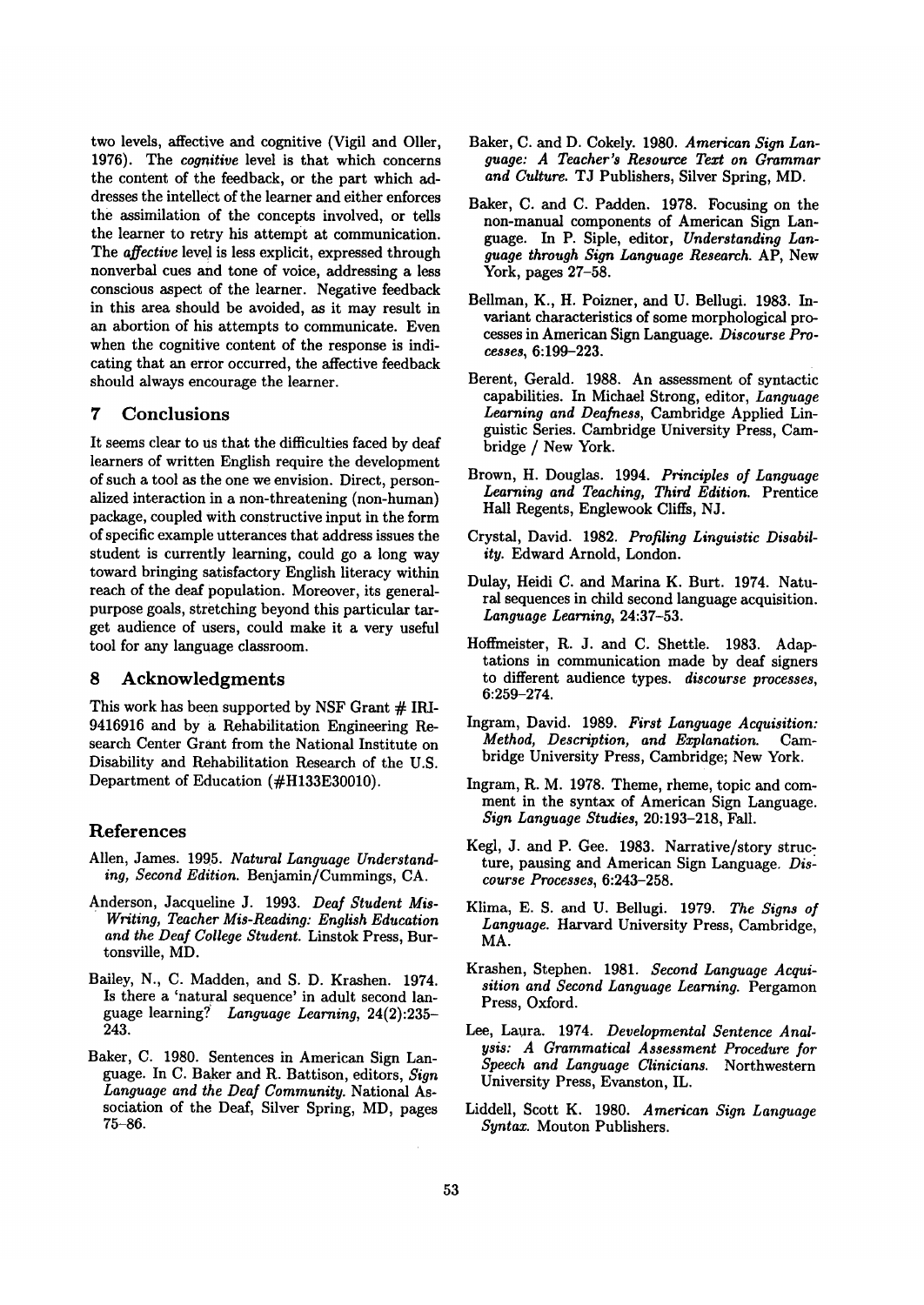two levels, affective and cognitive (Vigil and Oller, 1976). The *cognitive* level is that which concerns the content of the feedback, or the part which addresses the intellect of the learner and either enforces the assimilation of the concepts involved, or tells the learner to retry his attempt at communication. The *affective* level is less explicit, expressed through nonverbal cues and tone of voice, addressing a less conscious aspect of the learner. Negative feedback in this area should be avoided, as it may result in an abortion of his attempts to communicate. Even when the cognitive content of the response is indicating that an error occurred, the affective feedback should always encourage the learner.

## 7 Conclusions

It seems clear to us that the difficulties faced by deaf learners of written English require the development of such a tool as the one we envision. Direct, personalized interaction in a non-threatening (non-human) package, coupled with constructive input in the form of specific example utterances that address issues the student is currently learning, could go a long way toward bringing satisfactory English literacy within reach of the deaf population. Moreover, its general-purpose goals, stretching beyond this particular target audience of users, could make it a very useful tool for any language classroom.

## 8 Acknowledgments

This work has been supported by NSF Grant # IRI-9416916 and by a Rehabilitation Engineering Research Center Grant from the National Institute on Disability and Rehabilitation Research of the U.S. Department of Education (#H133E30010).

## References

Allen, James. 1995. *Natural Language Understanding, Second Edition.* Benjamin/Cummings, CA.

Anderson, Jacqueline J. 1993. *Deaf Student Mis-Writing, Teacher Mis-Reading: English Education and the Deaf College Student.* Linstok Press, Burtonsville, MD.

Bailey, N., C. Madden, and S. D. Krashen. 1974. Is there a 'natural sequence' in adult second language learning? *Language Learning*, 24(2):235–243.

Baker, C. 1980. Sentences in American Sign Language. In C. Baker and R. Battison, editors, *Sign Language and the Deaf Community.* National Association of the Deaf, Silver Spring, MD, pages 75–86.

Baker, C. and D. Cokely. 1980. *American Sign Language: A Teacher's Resource Text on Grammar and Culture.* TJ Publishers, Silver Spring, MD.

Baker, C. and C. Padden. 1978. Focusing on the non-manual components of American Sign Language. In P. Siple, editor, *Understanding Language through Sign Language Research.* AP, New York, pages 27–58.

Bellman, K., H. Poizner, and U. Bellugi. 1983. Invariant characteristics of some morphological processes in American Sign Language. *Discourse Processes*, 6:199–223.

Berent, Gerald. 1988. An assessment of syntactic capabilities. In Michael Strong, editor, *Language Learning and Deafness*, Cambridge Applied Linguistic Series. Cambridge University Press, Cambridge / New York.

Brown, H. Douglas. 1994. *Principles of Language Learning and Teaching, Third Edition.* Prentice Hall Regents, Englewook Cliffs, NJ.

Crystal, David. 1982. *Profiling Linguistic Disability.* Edward Arnold, London.

Dulay, Heidi C. and Marina K. Burt. 1974. Natural sequences in child second language acquisition. *Language Learning*, 24:37–53.

Hoffmeister, R. J. and C. Shettle. 1983. Adaptations in communication made by deaf signers to different audience types. *discourse processes*, 6:259–274.

Ingram, David. 1989. *First Language Acquisition: Method, Description, and Explanation.* Cambridge University Press, Cambridge; New York.

Ingram, R. M. 1978. Theme, rheme, topic and comment in the syntax of American Sign Language. *Sign Language Studies*, 20:193–218, Fall.

Kegl, J. and P. Gee. 1983. Narrative/story structure, pausing and American Sign Language. *Discourse Processes*, 6:243–258.

Klima, E. S. and U. Bellugi. 1979. *The Signs of Language.* Harvard University Press, Cambridge, MA.

Krashen, Stephen. 1981. *Second Language Acquisition and Second Language Learning.* Pergamon Press, Oxford.

Lee, Laura. 1974. *Developmental Sentence Analysis: A Grammatical Assessment Procedure for Speech and Language Clinicians.* Northwestern University Press, Evanston, IL.

Liddell, Scott K. 1980. *American Sign Language Syntax.* Mouton Publishers.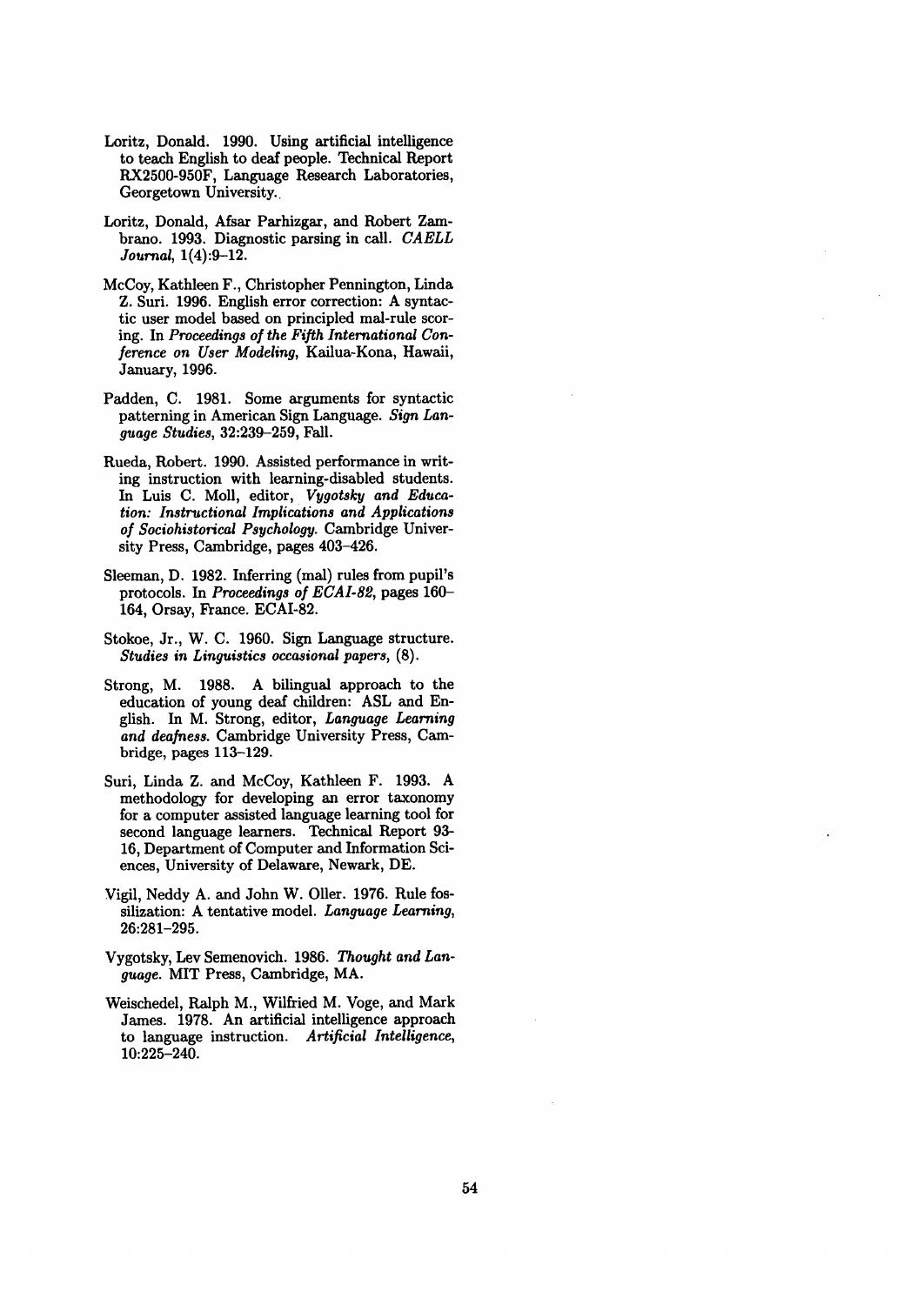Loritz, Donald. 1990. Using artificial intelligence to teach English to deaf people. Technical Report RX2500-950F, Language Research Laboratories, Georgetown University.

Loritz, Donald, Afsar Parhizgar, and Robert Zambrano. 1993. Diagnostic parsing in call. *CAELL Journal*, 1(4):9–12.

McCoy, Kathleen F., Christopher Pennington, Linda Z. Suri. 1996. English error correction: A syntactic user model based on principled mal-rule scoring. In *Proceedings of the Fifth International Conference on User Modeling*, Kailua-Kona, Hawaii, January, 1996.

Padden, C. 1981. Some arguments for syntactic patterning in American Sign Language. *Sign Language Studies*, 32:239–259, Fall.

Rueda, Robert. 1990. Assisted performance in writing instruction with learning-disabled students. In Luis C. Moll, editor, *Vygotsky and Education: Instructional Implications and Applications of Sociohistorical Psychology*. Cambridge University Press, Cambridge, pages 403–426.

Sleeman, D. 1982. Inferring (mal) rules from pupil's protocols. In *Proceedings of ECAI-82*, pages 160–164, Orsay, France. ECAI-82.

Stokoe, Jr., W. C. 1960. Sign Language structure. *Studies in Linguistics occasional papers*, (8).

Strong, M. 1988. A bilingual approach to the education of young deaf children: ASL and English. In M. Strong, editor, *Language Learning and deafness*. Cambridge University Press, Cambridge, pages 113–129.

Suri, Linda Z. and McCoy, Kathleen F. 1993. A methodology for developing an error taxonomy for a computer assisted language learning tool for second language learners. Technical Report 93-16, Department of Computer and Information Sciences, University of Delaware, Newark, DE.

Vigil, Neddy A. and John W. Oller. 1976. Rule fossilization: A tentative model. *Language Learning*, 26:281–295.

Vygotsky, Lev Semenovich. 1986. *Thought and Language*. MIT Press, Cambridge, MA.

Weischedel, Ralph M., Wilfried M. Voge, and Mark James. 1978. An artificial intelligence approach to language instruction. *Artificial Intelligence*, 10:225–240.